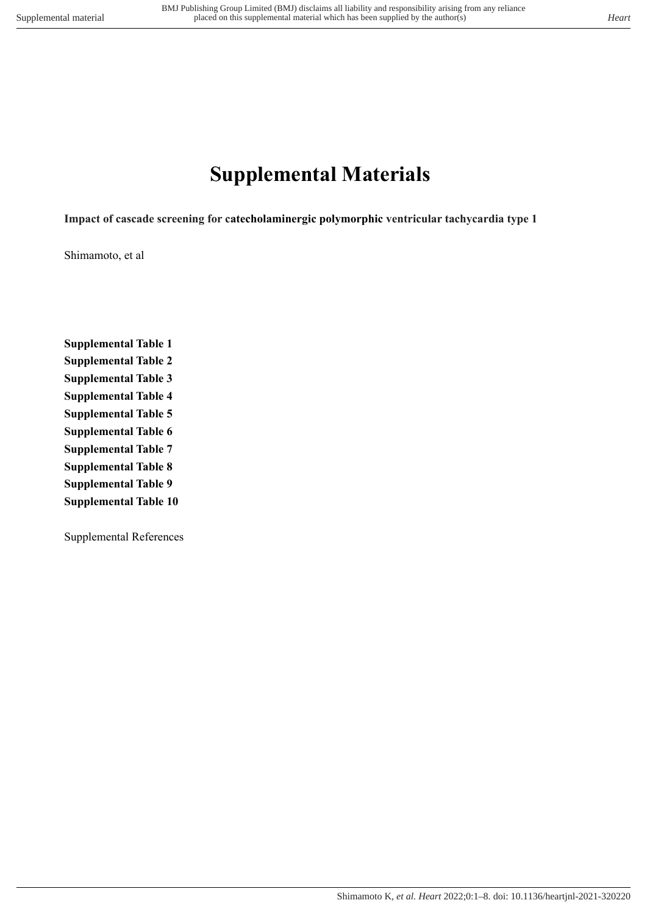# Supplemental Materials

**Impact of cascade screening for catecholaminergic polymorphic ventricular tachycardia type 1**

Shimamoto, et al

**Supplemental Table 1**
**Supplemental Table 2**
**Supplemental Table 3**
**Supplemental Table 4**
**Supplemental Table 5**
**Supplemental Table 6**
**Supplemental Table 7**
**Supplemental Table 8**
**Supplemental Table 9**
**Supplemental Table 10**

Supplemental References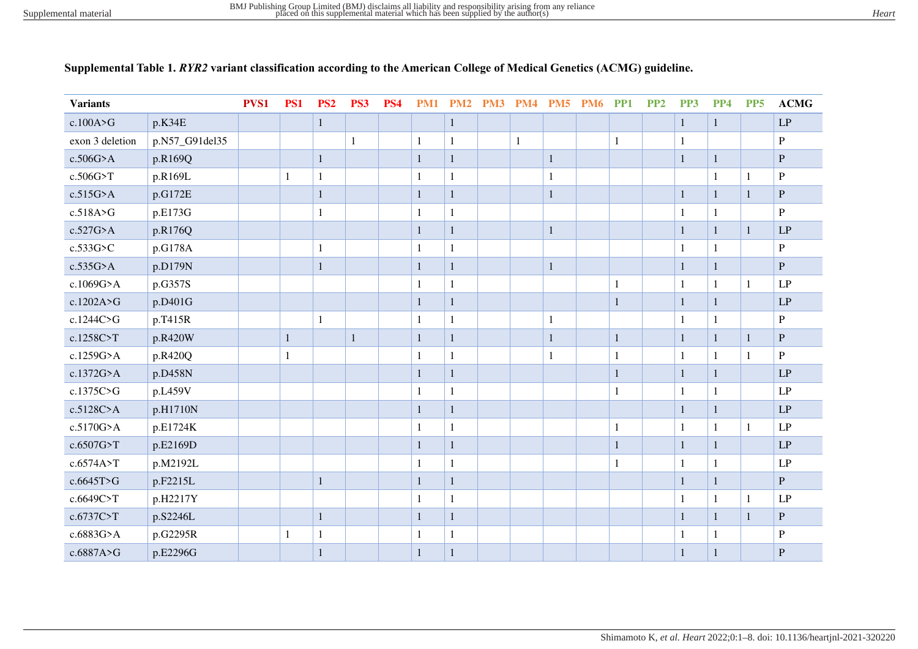**Supplemental Table 1.** ***RYR2*** **variant classification according to the American College of Medical Genetics (ACMG) guideline.**

| Variants | | PVS1 | PS1 | PS2 | PS3 | PS4 | PM1 | PM2 | PM3 | PM4 | PM5 | PM6 | PP1 | PP2 | PP3 | PP4 | PP5 | ACMG |
|---|---|---|---|---|---|---|---|---|---|---|---|---|---|---|---|---|---|---|
| c.100A>G | p.K34E | | | 1 | | | | 1 | | | | | | | 1 | 1 | | LP |
| exon 3 deletion | p.N57_G91del35 | | | | 1 | | 1 | 1 | | 1 | | | 1 | | 1 | | | P |
| c.506G>A | p.R169Q | | | 1 | | | 1 | 1 | | | 1 | | | | 1 | 1 | | P |
| c.506G>T | p.R169L | | 1 | 1 | | | 1 | 1 | | | 1 | | | | | 1 | 1 | P |
| c.515G>A | p.G172E | | | 1 | | | 1 | 1 | | | 1 | | | | 1 | 1 | 1 | P |
| c.518A>G | p.E173G | | | 1 | | | 1 | 1 | | | | | | | 1 | 1 | | P |
| c.527G>A | p.R176Q | | | | | | 1 | 1 | | | 1 | | | | 1 | 1 | 1 | LP |
| c.533G>C | p.G178A | | | 1 | | | 1 | 1 | | | | | | | 1 | 1 | | P |
| c.535G>A | p.D179N | | | 1 | | | 1 | 1 | | | 1 | | | | 1 | 1 | | P |
| c.1069G>A | p.G357S | | | | | | 1 | 1 | | | | | 1 | | 1 | 1 | 1 | LP |
| c.1202A>G | p.D401G | | | | | | 1 | 1 | | | | | 1 | | 1 | 1 | | LP |
| c.1244C>G | p.T415R | | | 1 | | | 1 | 1 | | | 1 | | | | 1 | 1 | | P |
| c.1258C>T | p.R420W | | 1 | | 1 | | 1 | 1 | | | 1 | | 1 | | 1 | 1 | 1 | P |
| c.1259G>A | p.R420Q | | 1 | | | | 1 | 1 | | | 1 | | 1 | | 1 | 1 | 1 | P |
| c.1372G>A | p.D458N | | | | | | 1 | 1 | | | | | 1 | | 1 | 1 | | LP |
| c.1375C>G | p.L459V | | | | | | 1 | 1 | | | | | 1 | | 1 | 1 | | LP |
| c.5128C>A | p.H1710N | | | | | | 1 | 1 | | | | | | | 1 | 1 | | LP |
| c.5170G>A | p.E1724K | | | | | | 1 | 1 | | | | | 1 | | 1 | 1 | 1 | LP |
| c.6507G>T | p.E2169D | | | | | | 1 | 1 | | | | | 1 | | 1 | 1 | | LP |
| c.6574A>T | p.M2192L | | | | | | 1 | 1 | | | | | 1 | | 1 | 1 | | LP |
| c.6645T>G | p.F2215L | | | 1 | | | 1 | 1 | | | | | | | 1 | 1 | | P |
| c.6649C>T | p.H2217Y | | | | | | 1 | 1 | | | | | | | 1 | 1 | 1 | LP |
| c.6737C>T | p.S2246L | | | 1 | | | 1 | 1 | | | | | | | 1 | 1 | 1 | P |
| c.6883G>A | p.G2295R | | 1 | 1 | | | 1 | 1 | | | | | | | 1 | 1 | | P |
| c.6887A>G | p.E2296G | | | 1 | | | 1 | 1 | | | | | | | 1 | 1 | | P |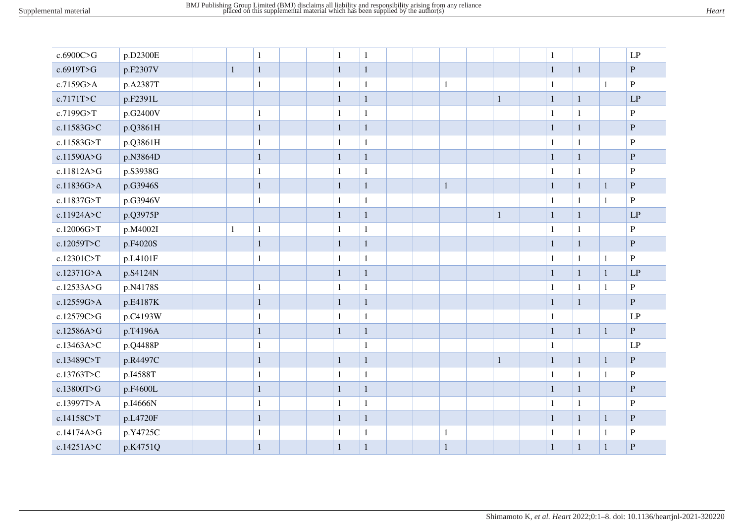| | | | | | | | | | | | | | | | | | | |
|---|---|---|---|---|---|---|---|---|---|---|---|---|---|---|---|---|---|---|
| c.6900C>G | p.D2300E | | | 1 | | | 1 | 1 | | | | | | | 1 | | | LP |
| c.6919T>G | p.F2307V | | 1 | 1 | | | 1 | 1 | | | | | | | 1 | 1 | | P |
| c.7159G>A | p.A2387T | | | 1 | | | 1 | 1 | | | 1 | | | | 1 | | 1 | P |
| c.7171T>C | p.F2391L | | | | | | 1 | 1 | | | | | 1 | | 1 | 1 | | LP |
| c.7199G>T | p.G2400V | | | 1 | | | 1 | 1 | | | | | | | 1 | 1 | | P |
| c.11583G>C | p.Q3861H | | | 1 | | | 1 | 1 | | | | | | | 1 | 1 | | P |
| c.11583G>T | p.Q3861H | | | 1 | | | 1 | 1 | | | | | | | 1 | 1 | | P |
| c.11590A>G | p.N3864D | | | 1 | | | 1 | 1 | | | | | | | 1 | 1 | | P |
| c.11812A>G | p.S3938G | | | 1 | | | 1 | 1 | | | | | | | 1 | 1 | | P |
| c.11836G>A | p.G3946S | | | 1 | | | 1 | 1 | | | 1 | | | | 1 | 1 | 1 | P |
| c.11837G>T | p.G3946V | | | 1 | | | 1 | 1 | | | | | | | 1 | 1 | 1 | P |
| c.11924A>C | p.Q3975P | | | | | | 1 | 1 | | | | | 1 | | 1 | 1 | | LP |
| c.12006G>T | p.M4002I | | 1 | 1 | | | 1 | 1 | | | | | | | 1 | 1 | | P |
| c.12059T>C | p.F4020S | | | 1 | | | 1 | 1 | | | | | | | 1 | 1 | | P |
| c.12301C>T | p.L4101F | | | 1 | | | 1 | 1 | | | | | | | 1 | 1 | 1 | P |
| c.12371G>A | p.S4124N | | | | | | 1 | 1 | | | | | | | 1 | 1 | 1 | LP |
| c.12533A>G | p.N4178S | | | 1 | | | 1 | 1 | | | | | | | 1 | 1 | 1 | P |
| c.12559G>A | p.E4187K | | | 1 | | | 1 | 1 | | | | | | | 1 | 1 | | P |
| c.12579C>G | p.C4193W | | | 1 | | | 1 | 1 | | | | | | | 1 | | | LP |
| c.12586A>G | p.T4196A | | | 1 | | | 1 | 1 | | | | | | | 1 | 1 | 1 | P |
| c.13463A>C | p.Q4488P | | | 1 | | | | 1 | | | | | | | 1 | | | LP |
| c.13489C>T | p.R4497C | | | 1 | | | 1 | 1 | | | | | 1 | | 1 | 1 | 1 | P |
| c.13763T>C | p.I4588T | | | 1 | | | 1 | 1 | | | | | | | 1 | 1 | 1 | P |
| c.13800T>G | p.F4600L | | | 1 | | | 1 | 1 | | | | | | | 1 | 1 | | P |
| c.13997T>A | p.I4666N | | | 1 | | | 1 | 1 | | | | | | | 1 | 1 | | P |
| c.14158C>T | p.L4720F | | | 1 | | | 1 | 1 | | | | | | | 1 | 1 | 1 | P |
| c.14174A>G | p.Y4725C | | | 1 | | | 1 | 1 | | | 1 | | | | 1 | 1 | 1 | P |
| c.14251A>C | p.K4751Q | | | 1 | | | 1 | 1 | | | 1 | | | | 1 | 1 | 1 | P |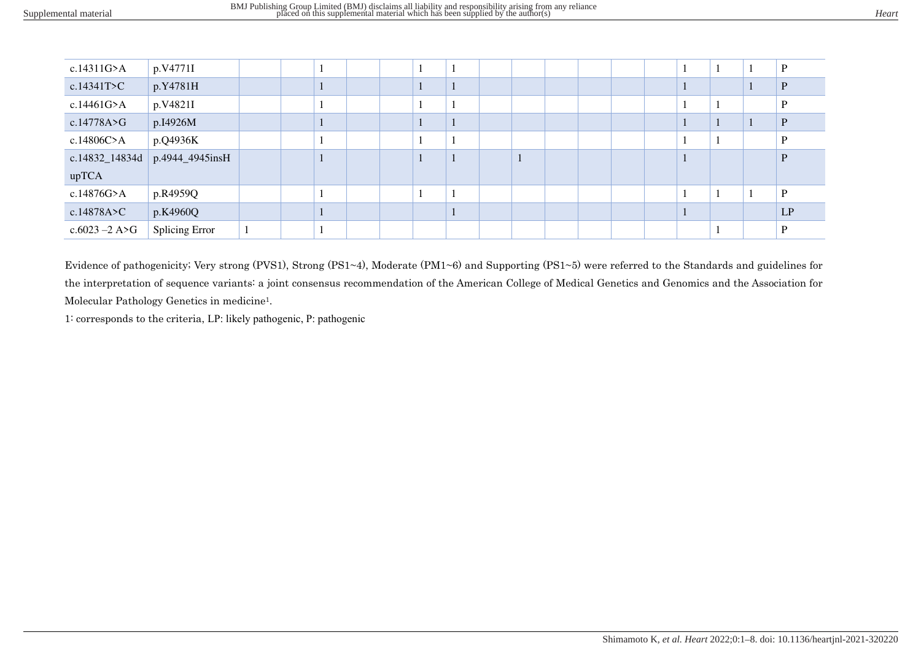| | | | | | | | | | | | | | | | | | | |
|---|---|---|---|---|---|---|---|---|---|---|---|---|---|---|---|---|---|---|
| c.14311G>A | p.V4771I | | | 1 | | | 1 | 1 | | | | | | | 1 | 1 | 1 | P |
| c.14341T>C | p.Y4781H | | | 1 | | | 1 | 1 | | | | | | | 1 | | 1 | P |
| c.14461G>A | p.V4821I | | | 1 | | | 1 | 1 | | | | | | | 1 | 1 | | P |
| c.14778A>G | p.I4926M | | | 1 | | | 1 | 1 | | | | | | | 1 | 1 | 1 | P |
| c.14806C>A | p.Q4936K | | | 1 | | | 1 | 1 | | | | | | | 1 | 1 | | P |
| c.14832_14834dupTCA | p.4944_4945insH | | | 1 | | | 1 | 1 | | 1 | | | | | 1 | | | P |
| c.14876G>A | p.R4959Q | | | 1 | | | 1 | 1 | | | | | | | 1 | 1 | 1 | P |
| c.14878A>C | p.K4960Q | | | 1 | | | | 1 | | | | | | | 1 | | | LP |
| c.6023 –2 A>G | Splicing Error | 1 | | 1 | | | | | | | | | | | | 1 | | P |

Evidence of pathogenicity; Very strong (PVS1), Strong (PS1~4), Moderate (PM1~6) and Supporting (PS1~5) were referred to the Standards and guidelines for the interpretation of sequence variants: a joint consensus recommendation of the American College of Medical Genetics and Genomics and the Association for Molecular Pathology Genetics in medicine[1].

1: corresponds to the criteria, LP: likely pathogenic, P: pathogenic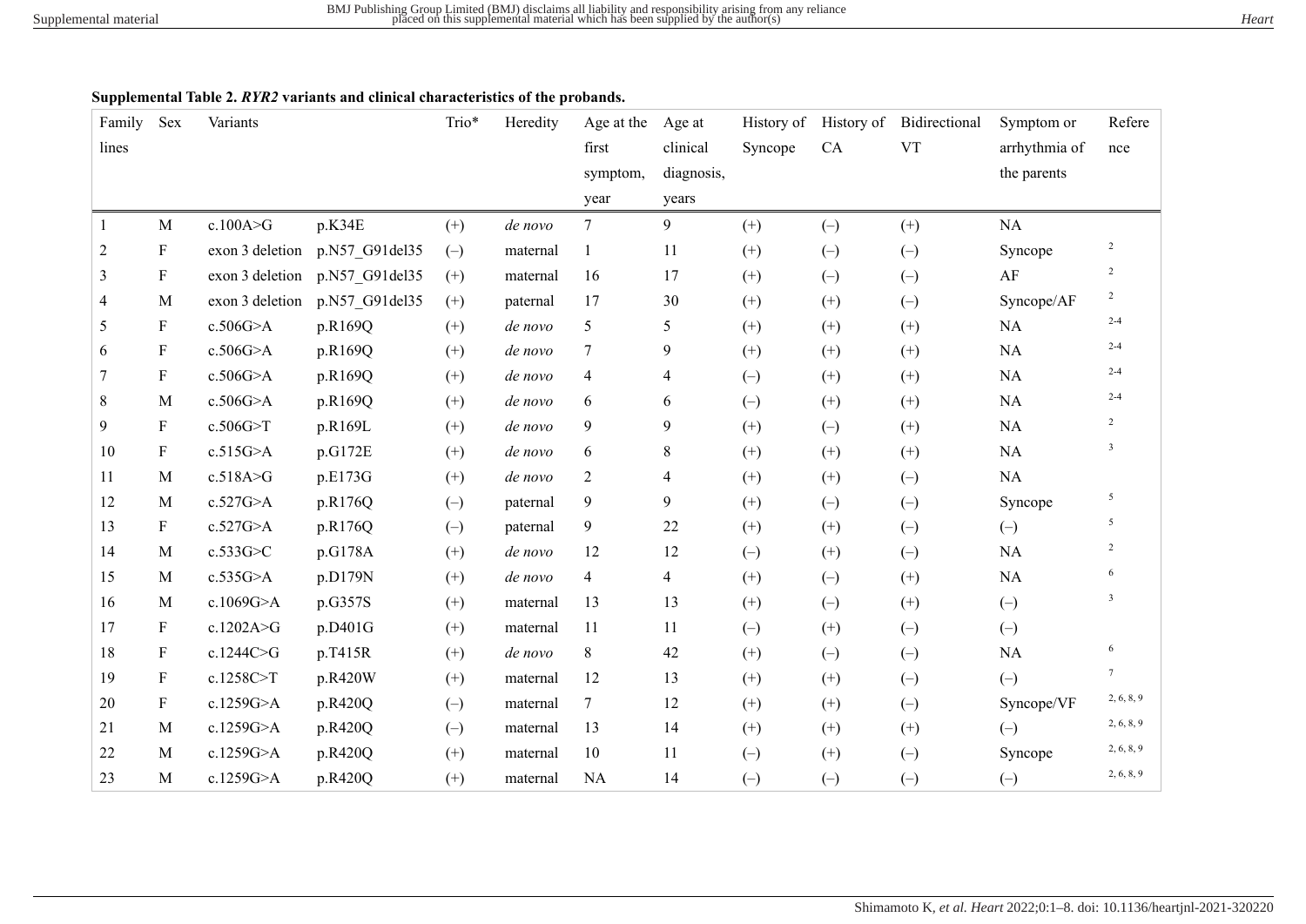**Supplemental Table 2.** ***RYR2*** **variants and clinical characteristics of the probands.**

| Family lines | Sex | Variants | | Trio* | Heredity | Age at the first symptom, year | Age at clinical diagnosis, years | History of Syncope | History of CA | Bidirectional VT | Symptom or arrhythmia of the parents | Reference |
|---|---|---|---|---|---|---|---|---|---|---|---|---|
| 1 | M | c.100A>G | p.K34E | (+) | *de novo* | 7 | 9 | (+) | (–) | (+) | NA | |
| 2 | F | exon 3 deletion | p.N57_G91del35 | (–) | maternal | 1 | 11 | (+) | (–) | (–) | Syncope | 2 |
| 3 | F | exon 3 deletion | p.N57_G91del35 | (+) | maternal | 16 | 17 | (+) | (–) | (–) | AF | 2 |
| 4 | M | exon 3 deletion | p.N57_G91del35 | (+) | paternal | 17 | 30 | (+) | (+) | (–) | Syncope/AF | 2 |
| 5 | F | c.506G>A | p.R169Q | (+) | *de novo* | 5 | 5 | (+) | (+) | (+) | NA | 2-4 |
| 6 | F | c.506G>A | p.R169Q | (+) | *de novo* | 7 | 9 | (+) | (+) | (+) | NA | 2-4 |
| 7 | F | c.506G>A | p.R169Q | (+) | *de novo* | 4 | 4 | (–) | (+) | (+) | NA | 2-4 |
| 8 | M | c.506G>A | p.R169Q | (+) | *de novo* | 6 | 6 | (–) | (+) | (+) | NA | 2-4 |
| 9 | F | c.506G>T | p.R169L | (+) | *de novo* | 9 | 9 | (+) | (–) | (+) | NA | 2 |
| 10 | F | c.515G>A | p.G172E | (+) | *de novo* | 6 | 8 | (+) | (+) | (+) | NA | 3 |
| 11 | M | c.518A>G | p.E173G | (+) | *de novo* | 2 | 4 | (+) | (+) | (–) | NA | |
| 12 | M | c.527G>A | p.R176Q | (–) | paternal | 9 | 9 | (+) | (–) | (–) | Syncope | 5 |
| 13 | F | c.527G>A | p.R176Q | (–) | paternal | 9 | 22 | (+) | (+) | (–) | (–) | 5 |
| 14 | M | c.533G>C | p.G178A | (+) | *de novo* | 12 | 12 | (–) | (+) | (–) | NA | 2 |
| 15 | M | c.535G>A | p.D179N | (+) | *de novo* | 4 | 4 | (+) | (–) | (+) | NA | 6 |
| 16 | M | c.1069G>A | p.G357S | (+) | maternal | 13 | 13 | (+) | (–) | (+) | (–) | 3 |
| 17 | F | c.1202A>G | p.D401G | (+) | maternal | 11 | 11 | (–) | (+) | (–) | (–) | |
| 18 | F | c.1244C>G | p.T415R | (+) | *de novo* | 8 | 42 | (+) | (–) | (–) | NA | 6 |
| 19 | F | c.1258C>T | p.R420W | (+) | maternal | 12 | 13 | (+) | (+) | (–) | (–) | 7 |
| 20 | F | c.1259G>A | p.R420Q | (–) | maternal | 7 | 12 | (+) | (+) | (–) | Syncope/VF | 2, 6, 8, 9 |
| 21 | M | c.1259G>A | p.R420Q | (–) | maternal | 13 | 14 | (+) | (+) | (+) | (–) | 2, 6, 8, 9 |
| 22 | M | c.1259G>A | p.R420Q | (+) | maternal | 10 | 11 | (–) | (+) | (–) | Syncope | 2, 6, 8, 9 |
| 23 | M | c.1259G>A | p.R420Q | (+) | maternal | NA | 14 | (–) | (–) | (–) | (–) | 2, 6, 8, 9 |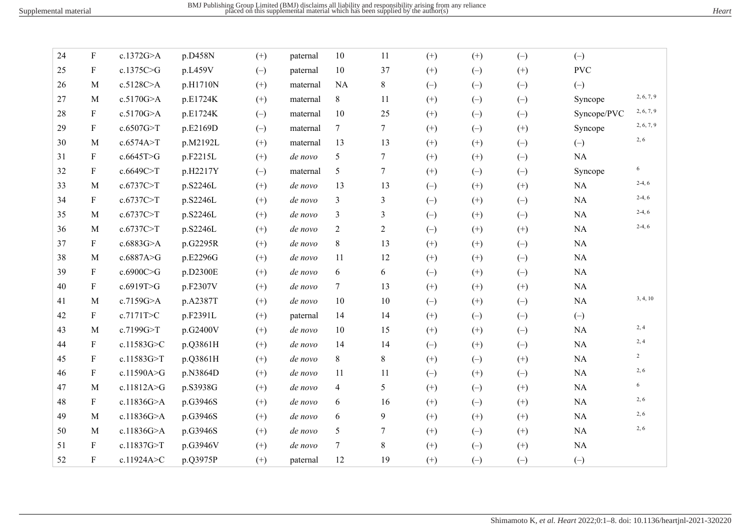| 24 | F | c.1372G>A | p.D458N | (+) | paternal | 10 | 11 | (+) | (+) | (–) | (–) | |
|---|---|---|---|---|---|---|---|---|---|---|---|---|
| 25 | F | c.1375C>G | p.L459V | (–) | paternal | 10 | 37 | (+) | (–) | (+) | PVC | |
| 26 | M | c.5128C>A | p.H1710N | (+) | maternal | NA | 8 | (–) | (–) | (–) | (–) | |
| 27 | M | c.5170G>A | p.E1724K | (+) | maternal | 8 | 11 | (+) | (–) | (–) | Syncope | 2, 6, 7, 9 |
| 28 | F | c.5170G>A | p.E1724K | (–) | maternal | 10 | 25 | (+) | (–) | (–) | Syncope/PVC | 2, 6, 7, 9 |
| 29 | F | c.6507G>T | p.E2169D | (–) | maternal | 7 | 7 | (+) | (–) | (+) | Syncope | 2, 6, 7, 9 |
| 30 | M | c.6574A>T | p.M2192L | (+) | maternal | 13 | 13 | (+) | (+) | (–) | (–) | 2, 6 |
| 31 | F | c.6645T>G | p.F2215L | (+) | *de novo* | 5 | 7 | (+) | (+) | (–) | NA | |
| 32 | F | c.6649C>T | p.H2217Y | (–) | maternal | 5 | 7 | (+) | (–) | (–) | Syncope | 6 |
| 33 | M | c.6737C>T | p.S2246L | (+) | *de novo* | 13 | 13 | (–) | (+) | (+) | NA | 2-4, 6 |
| 34 | F | c.6737C>T | p.S2246L | (+) | *de novo* | 3 | 3 | (–) | (+) | (–) | NA | 2-4, 6 |
| 35 | M | c.6737C>T | p.S2246L | (+) | *de novo* | 3 | 3 | (–) | (+) | (–) | NA | 2-4, 6 |
| 36 | M | c.6737C>T | p.S2246L | (+) | *de novo* | 2 | 2 | (–) | (+) | (+) | NA | 2-4, 6 |
| 37 | F | c.6883G>A | p.G2295R | (+) | *de novo* | 8 | 13 | (+) | (+) | (–) | NA | |
| 38 | M | c.6887A>G | p.E2296G | (+) | *de novo* | 11 | 12 | (+) | (+) | (–) | NA | |
| 39 | F | c.6900C>G | p.D2300E | (+) | *de novo* | 6 | 6 | (–) | (+) | (–) | NA | |
| 40 | F | c.6919T>G | p.F2307V | (+) | *de novo* | 7 | 13 | (+) | (+) | (+) | NA | |
| 41 | M | c.7159G>A | p.A2387T | (+) | *de novo* | 10 | 10 | (–) | (+) | (–) | NA | 3, 4, 10 |
| 42 | F | c.7171T>C | p.F2391L | (+) | paternal | 14 | 14 | (+) | (–) | (–) | (–) | |
| 43 | M | c.7199G>T | p.G2400V | (+) | *de novo* | 10 | 15 | (+) | (+) | (–) | NA | 2, 4 |
| 44 | F | c.11583G>C | p.Q3861H | (+) | *de novo* | 14 | 14 | (–) | (+) | (–) | NA | 2, 4 |
| 45 | F | c.11583G>T | p.Q3861H | (+) | *de novo* | 8 | 8 | (+) | (–) | (+) | NA | 2 |
| 46 | F | c.11590A>G | p.N3864D | (+) | *de novo* | 11 | 11 | (–) | (+) | (–) | NA | 2, 6 |
| 47 | M | c.11812A>G | p.S3938G | (+) | *de novo* | 4 | 5 | (+) | (–) | (+) | NA | 6 |
| 48 | F | c.11836G>A | p.G3946S | (+) | *de novo* | 6 | 16 | (+) | (–) | (+) | NA | 2, 6 |
| 49 | M | c.11836G>A | p.G3946S | (+) | *de novo* | 6 | 9 | (+) | (+) | (+) | NA | 2, 6 |
| 50 | M | c.11836G>A | p.G3946S | (+) | *de novo* | 5 | 7 | (+) | (–) | (+) | NA | 2, 6 |
| 51 | F | c.11837G>T | p.G3946V | (+) | *de novo* | 7 | 8 | (+) | (–) | (+) | NA | |
| 52 | F | c.11924A>C | p.Q3975P | (+) | paternal | 12 | 19 | (+) | (–) | (–) | (–) | |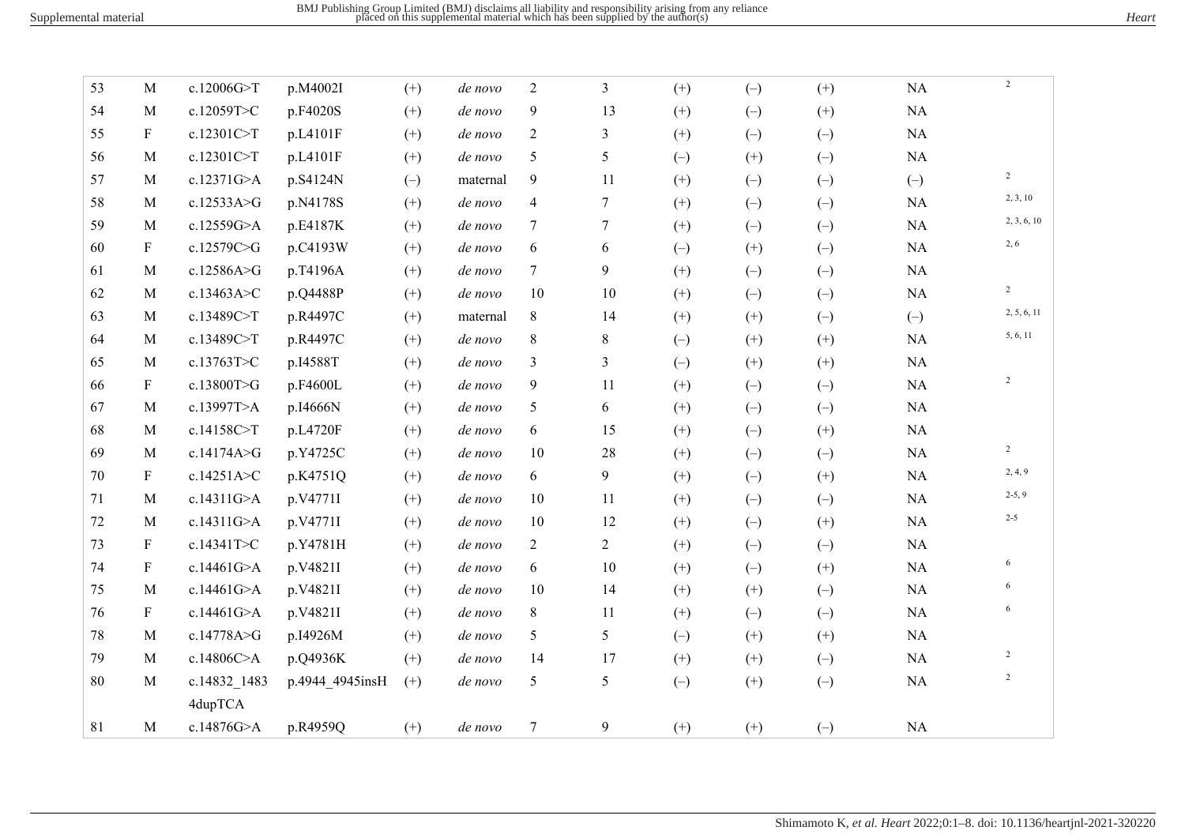| | | | | | | | | | | | | |
|---|---|---|---|---|---|---|---|---|---|---|---|---|
| 53 | M | c.12006G>T | p.M4002I | (+) | *de novo* | 2 | 3 | (+) | (–) | (+) | NA | 2 |
| 54 | M | c.12059T>C | p.F4020S | (+) | *de novo* | 9 | 13 | (+) | (–) | (+) | NA | |
| 55 | F | c.12301C>T | p.L4101F | (+) | *de novo* | 2 | 3 | (+) | (–) | (–) | NA | |
| 56 | M | c.12301C>T | p.L4101F | (+) | *de novo* | 5 | 5 | (–) | (+) | (–) | NA | |
| 57 | M | c.12371G>A | p.S4124N | (–) | maternal | 9 | 11 | (+) | (–) | (–) | (–) | 2 |
| 58 | M | c.12533A>G | p.N4178S | (+) | *de novo* | 4 | 7 | (+) | (–) | (–) | NA | 2, 3, 10 |
| 59 | M | c.12559G>A | p.E4187K | (+) | *de novo* | 7 | 7 | (+) | (–) | (–) | NA | 2, 3, 6, 10 |
| 60 | F | c.12579C>G | p.C4193W | (+) | *de novo* | 6 | 6 | (–) | (+) | (–) | NA | 2, 6 |
| 61 | M | c.12586A>G | p.T4196A | (+) | *de novo* | 7 | 9 | (+) | (–) | (–) | NA | |
| 62 | M | c.13463A>C | p.Q4488P | (+) | *de novo* | 10 | 10 | (+) | (–) | (–) | NA | 2 |
| 63 | M | c.13489C>T | p.R4497C | (+) | maternal | 8 | 14 | (+) | (+) | (–) | (–) | 2, 5, 6, 11 |
| 64 | M | c.13489C>T | p.R4497C | (+) | *de novo* | 8 | 8 | (–) | (+) | (+) | NA | 5, 6, 11 |
| 65 | M | c.13763T>C | p.I4588T | (+) | *de novo* | 3 | 3 | (–) | (+) | (+) | NA | |
| 66 | F | c.13800T>G | p.F4600L | (+) | *de novo* | 9 | 11 | (+) | (–) | (–) | NA | 2 |
| 67 | M | c.13997T>A | p.I4666N | (+) | *de novo* | 5 | 6 | (+) | (–) | (–) | NA | |
| 68 | M | c.14158C>T | p.L4720F | (+) | *de novo* | 6 | 15 | (+) | (–) | (+) | NA | |
| 69 | M | c.14174A>G | p.Y4725C | (+) | *de novo* | 10 | 28 | (+) | (–) | (–) | NA | 2 |
| 70 | F | c.14251A>C | p.K4751Q | (+) | *de novo* | 6 | 9 | (+) | (–) | (+) | NA | 2, 4, 9 |
| 71 | M | c.14311G>A | p.V4771I | (+) | *de novo* | 10 | 11 | (+) | (–) | (–) | NA | 2-5, 9 |
| 72 | M | c.14311G>A | p.V4771I | (+) | *de novo* | 10 | 12 | (+) | (–) | (+) | NA | 2-5 |
| 73 | F | c.14341T>C | p.Y4781H | (+) | *de novo* | 2 | 2 | (+) | (–) | (–) | NA | |
| 74 | F | c.14461G>A | p.V4821I | (+) | *de novo* | 6 | 10 | (+) | (–) | (+) | NA | 6 |
| 75 | M | c.14461G>A | p.V4821I | (+) | *de novo* | 10 | 14 | (+) | (+) | (–) | NA | 6 |
| 76 | F | c.14461G>A | p.V4821I | (+) | *de novo* | 8 | 11 | (+) | (–) | (–) | NA | 6 |
| 78 | M | c.14778A>G | p.I4926M | (+) | *de novo* | 5 | 5 | (–) | (+) | (+) | NA | |
| 79 | M | c.14806C>A | p.Q4936K | (+) | *de novo* | 14 | 17 | (+) | (+) | (–) | NA | 2 |
| 80 | M | c.14832_14834dupTCA | p.4944_4945insH | (+) | *de novo* | 5 | 5 | (–) | (+) | (–) | NA | 2 |
| 81 | M | c.14876G>A | p.R4959Q | (+) | *de novo* | 7 | 9 | (+) | (+) | (–) | NA | |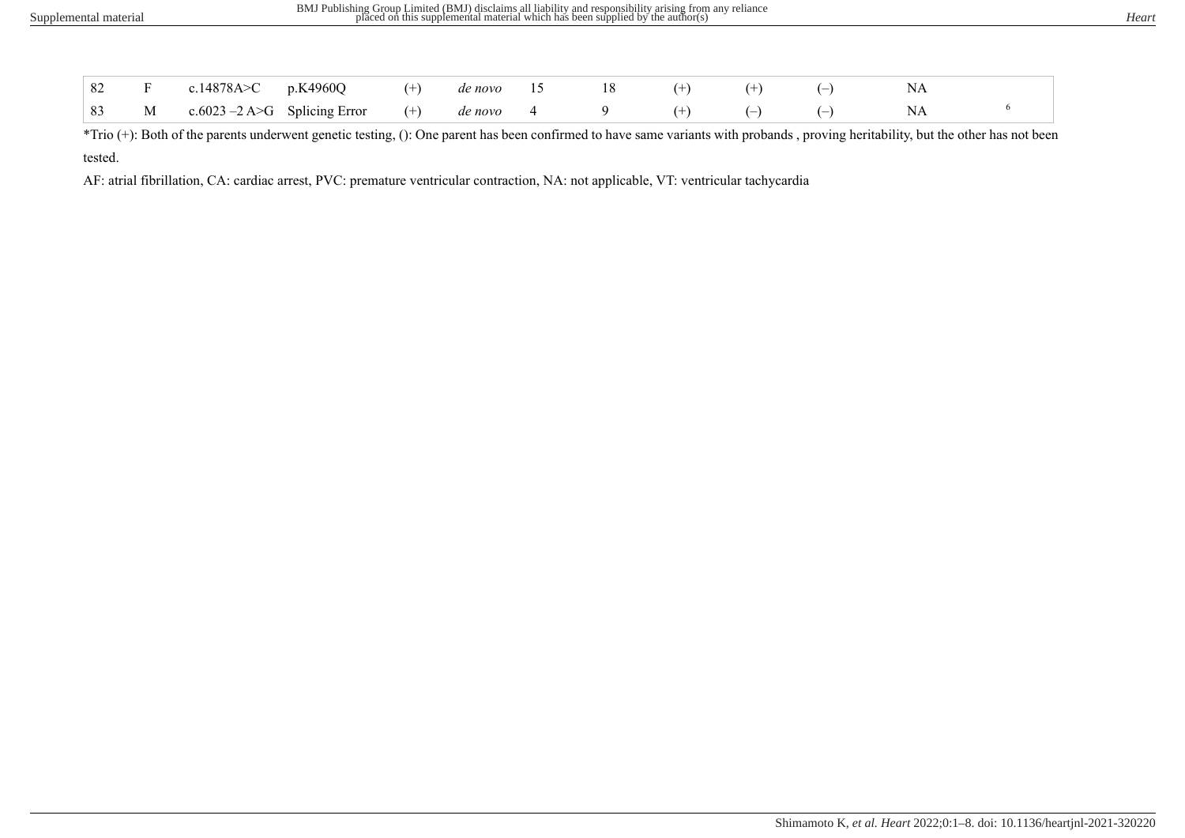| | | | | | | | | | | | | |
|---|---|---|---|---|---|---|---|---|---|---|---|---|
| 82 | F | c.14878A>C | p.K4960Q | (+) | *de novo* | 15 | 18 | (+) | (+) | (–) | NA | |
| 83 | M | c.6023 –2 A>G | Splicing Error | (+) | *de novo* | 4 | 9 | (+) | (–) | (–) | NA | [6] |

*Trio (+): Both of the parents underwent genetic testing, (): One parent has been confirmed to have same variants with probands , proving heritability, but the other has not been tested.

AF: atrial fibrillation, CA: cardiac arrest, PVC: premature ventricular contraction, NA: not applicable, VT: ventricular tachycardia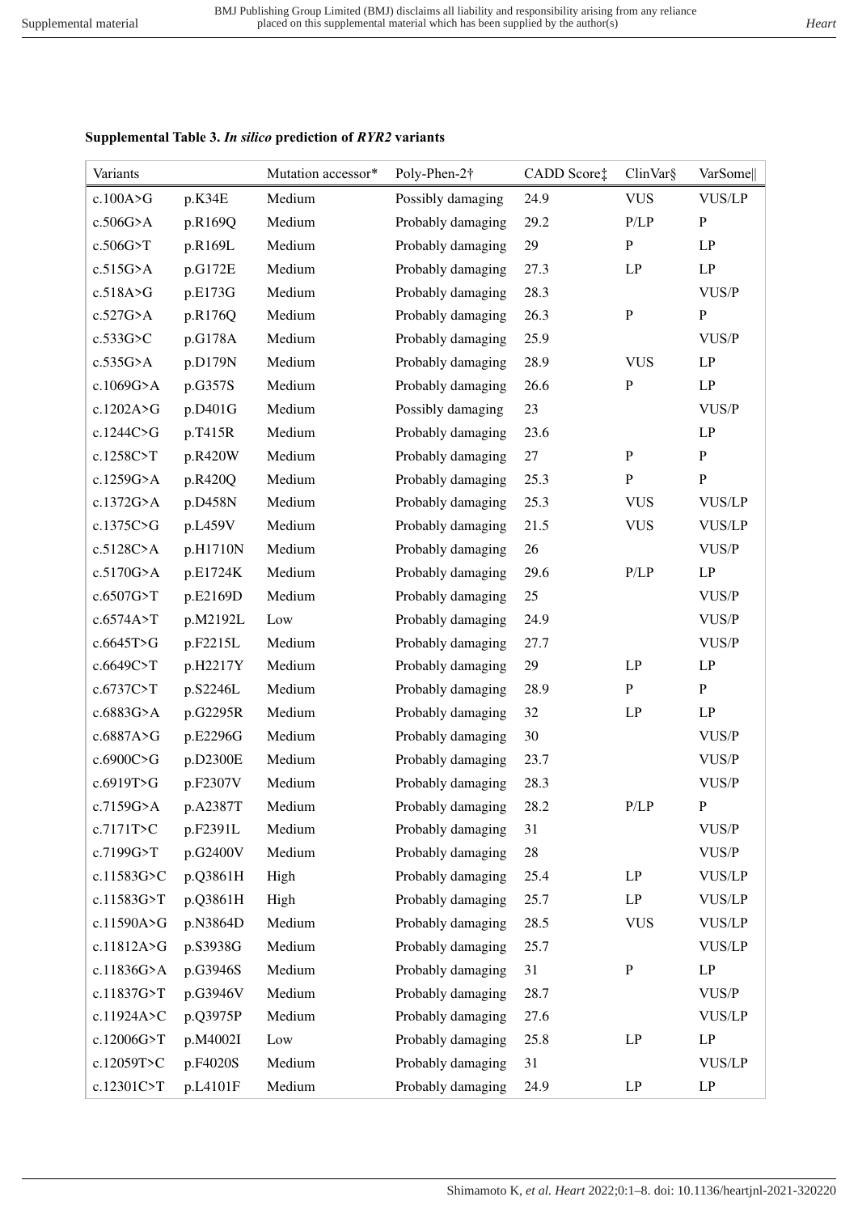**Supplemental Table 3. *In silico* prediction of *RYR2* variants**

| Variants | | Mutation accessor* | Poly-Phen-2† | CADD Score‡ | ClinVar§ | VarSome‖ |
|---|---|---|---|---|---|---|
| c.100A>G | p.K34E | Medium | Possibly damaging | 24.9 | VUS | VUS/LP |
| c.506G>A | p.R169Q | Medium | Probably damaging | 29.2 | P/LP | P |
| c.506G>T | p.R169L | Medium | Probably damaging | 29 | P | LP |
| c.515G>A | p.G172E | Medium | Probably damaging | 27.3 | LP | LP |
| c.518A>G | p.E173G | Medium | Probably damaging | 28.3 | | VUS/P |
| c.527G>A | p.R176Q | Medium | Probably damaging | 26.3 | P | P |
| c.533G>C | p.G178A | Medium | Probably damaging | 25.9 | | VUS/P |
| c.535G>A | p.D179N | Medium | Probably damaging | 28.9 | VUS | LP |
| c.1069G>A | p.G357S | Medium | Probably damaging | 26.6 | P | LP |
| c.1202A>G | p.D401G | Medium | Possibly damaging | 23 | | VUS/P |
| c.1244C>G | p.T415R | Medium | Probably damaging | 23.6 | | LP |
| c.1258C>T | p.R420W | Medium | Probably damaging | 27 | P | P |
| c.1259G>A | p.R420Q | Medium | Probably damaging | 25.3 | P | P |
| c.1372G>A | p.D458N | Medium | Probably damaging | 25.3 | VUS | VUS/LP |
| c.1375C>G | p.L459V | Medium | Probably damaging | 21.5 | VUS | VUS/LP |
| c.5128C>A | p.H1710N | Medium | Probably damaging | 26 | | VUS/P |
| c.5170G>A | p.E1724K | Medium | Probably damaging | 29.6 | P/LP | LP |
| c.6507G>T | p.E2169D | Medium | Probably damaging | 25 | | VUS/P |
| c.6574A>T | p.M2192L | Low | Probably damaging | 24.9 | | VUS/P |
| c.6645T>G | p.F2215L | Medium | Probably damaging | 27.7 | | VUS/P |
| c.6649C>T | p.H2217Y | Medium | Probably damaging | 29 | LP | LP |
| c.6737C>T | p.S2246L | Medium | Probably damaging | 28.9 | P | P |
| c.6883G>A | p.G2295R | Medium | Probably damaging | 32 | LP | LP |
| c.6887A>G | p.E2296G | Medium | Probably damaging | 30 | | VUS/P |
| c.6900C>G | p.D2300E | Medium | Probably damaging | 23.7 | | VUS/P |
| c.6919T>G | p.F2307V | Medium | Probably damaging | 28.3 | | VUS/P |
| c.7159G>A | p.A2387T | Medium | Probably damaging | 28.2 | P/LP | P |
| c.7171T>C | p.F2391L | Medium | Probably damaging | 31 | | VUS/P |
| c.7199G>T | p.G2400V | Medium | Probably damaging | 28 | | VUS/P |
| c.11583G>C | p.Q3861H | High | Probably damaging | 25.4 | LP | VUS/LP |
| c.11583G>T | p.Q3861H | High | Probably damaging | 25.7 | LP | VUS/LP |
| c.11590A>G | p.N3864D | Medium | Probably damaging | 28.5 | VUS | VUS/LP |
| c.11812A>G | p.S3938G | Medium | Probably damaging | 25.7 | | VUS/LP |
| c.11836G>A | p.G3946S | Medium | Probably damaging | 31 | P | LP |
| c.11837G>T | p.G3946V | Medium | Probably damaging | 28.7 | | VUS/P |
| c.11924A>C | p.Q3975P | Medium | Probably damaging | 27.6 | | VUS/LP |
| c.12006G>T | p.M4002I | Low | Probably damaging | 25.8 | LP | LP |
| c.12059T>C | p.F4020S | Medium | Probably damaging | 31 | | VUS/LP |
| c.12301C>T | p.L4101F | Medium | Probably damaging | 24.9 | LP | LP |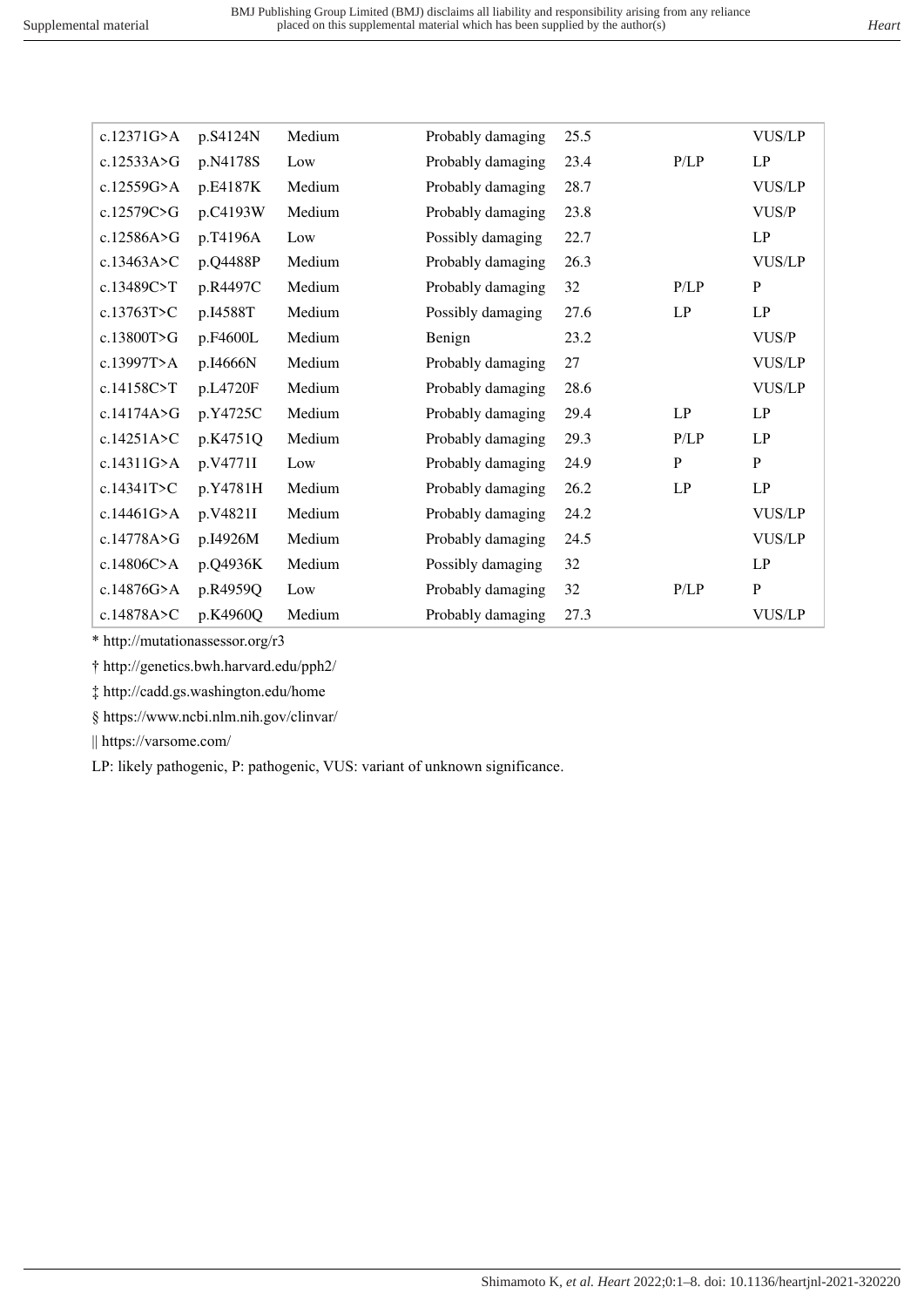| | | | | | | |
|---|---|---|---|---|---|---|
| c.12371G>A | p.S4124N | Medium | Probably damaging | 25.5 | | VUS/LP |
| c.12533A>G | p.N4178S | Low | Probably damaging | 23.4 | P/LP | LP |
| c.12559G>A | p.E4187K | Medium | Probably damaging | 28.7 | | VUS/LP |
| c.12579C>G | p.C4193W | Medium | Probably damaging | 23.8 | | VUS/P |
| c.12586A>G | p.T4196A | Low | Possibly damaging | 22.7 | | LP |
| c.13463A>C | p.Q4488P | Medium | Probably damaging | 26.3 | | VUS/LP |
| c.13489C>T | p.R4497C | Medium | Probably damaging | 32 | P/LP | P |
| c.13763T>C | p.I4588T | Medium | Possibly damaging | 27.6 | LP | LP |
| c.13800T>G | p.F4600L | Medium | Benign | 23.2 | | VUS/P |
| c.13997T>A | p.I4666N | Medium | Probably damaging | 27 | | VUS/LP |
| c.14158C>T | p.L4720F | Medium | Probably damaging | 28.6 | | VUS/LP |
| c.14174A>G | p.Y4725C | Medium | Probably damaging | 29.4 | LP | LP |
| c.14251A>C | p.K4751Q | Medium | Probably damaging | 29.3 | P/LP | LP |
| c.14311G>A | p.V4771I | Low | Probably damaging | 24.9 | P | P |
| c.14341T>C | p.Y4781H | Medium | Probably damaging | 26.2 | LP | LP |
| c.14461G>A | p.V4821I | Medium | Probably damaging | 24.2 | | VUS/LP |
| c.14778A>G | p.I4926M | Medium | Probably damaging | 24.5 | | VUS/LP |
| c.14806C>A | p.Q4936K | Medium | Possibly damaging | 32 | | LP |
| c.14876G>A | p.R4959Q | Low | Probably damaging | 32 | P/LP | P |
| c.14878A>C | p.K4960Q | Medium | Probably damaging | 27.3 | | VUS/LP |

* http://mutationassessor.org/r3

† http://genetics.bwh.harvard.edu/pph2/

‡ http://cadd.gs.washington.edu/home

§ https://www.ncbi.nlm.nih.gov/clinvar/

|| https://varsome.com/

LP: likely pathogenic, P: pathogenic, VUS: variant of unknown significance.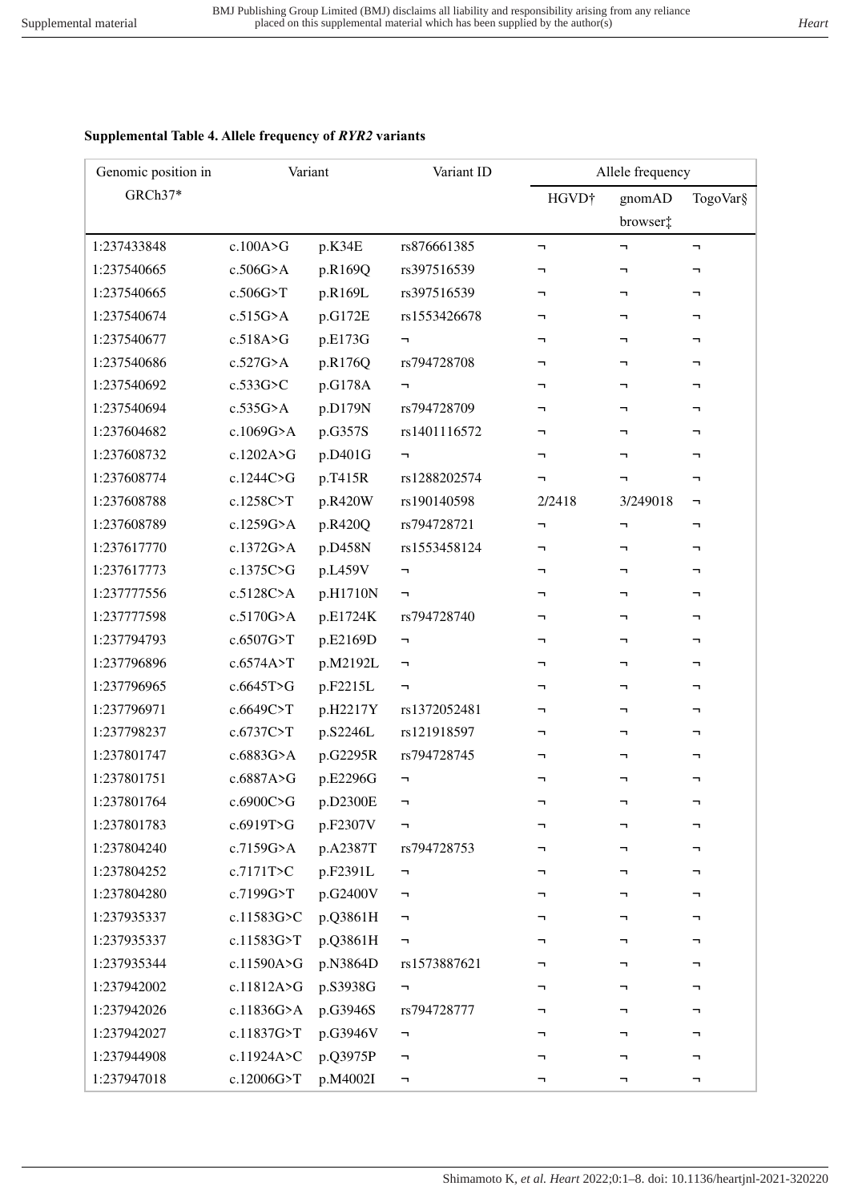**Supplemental Table 4. Allele frequency of *RYR2* variants**

| Genomic position in GRCh37* | Variant | | Variant ID | Allele frequency | | |
|---|---|---|---|---|---|---|
| | | | | HGVD† | gnomAD browser‡ | TogoVar§ |
| 1:237433848 | c.100A>G | p.K34E | rs876661385 | ¬ | ¬ | ¬ |
| 1:237540665 | c.506G>A | p.R169Q | rs397516539 | ¬ | ¬ | ¬ |
| 1:237540665 | c.506G>T | p.R169L | rs397516539 | ¬ | ¬ | ¬ |
| 1:237540674 | c.515G>A | p.G172E | rs1553426678 | ¬ | ¬ | ¬ |
| 1:237540677 | c.518A>G | p.E173G | ¬ | ¬ | ¬ | ¬ |
| 1:237540686 | c.527G>A | p.R176Q | rs794728708 | ¬ | ¬ | ¬ |
| 1:237540692 | c.533G>C | p.G178A | ¬ | ¬ | ¬ | ¬ |
| 1:237540694 | c.535G>A | p.D179N | rs794728709 | ¬ | ¬ | ¬ |
| 1:237604682 | c.1069G>A | p.G357S | rs1401116572 | ¬ | ¬ | ¬ |
| 1:237608732 | c.1202A>G | p.D401G | ¬ | ¬ | ¬ | ¬ |
| 1:237608774 | c.1244C>G | p.T415R | rs1288202574 | ¬ | ¬ | ¬ |
| 1:237608788 | c.1258C>T | p.R420W | rs190140598 | 2/2418 | 3/249018 | ¬ |
| 1:237608789 | c.1259G>A | p.R420Q | rs794728721 | ¬ | ¬ | ¬ |
| 1:237617770 | c.1372G>A | p.D458N | rs1553458124 | ¬ | ¬ | ¬ |
| 1:237617773 | c.1375C>G | p.L459V | ¬ | ¬ | ¬ | ¬ |
| 1:237777556 | c.5128C>A | p.H1710N | ¬ | ¬ | ¬ | ¬ |
| 1:237777598 | c.5170G>A | p.E1724K | rs794728740 | ¬ | ¬ | ¬ |
| 1:237794793 | c.6507G>T | p.E2169D | ¬ | ¬ | ¬ | ¬ |
| 1:237796896 | c.6574A>T | p.M2192L | ¬ | ¬ | ¬ | ¬ |
| 1:237796965 | c.6645T>G | p.F2215L | ¬ | ¬ | ¬ | ¬ |
| 1:237796971 | c.6649C>T | p.H2217Y | rs1372052481 | ¬ | ¬ | ¬ |
| 1:237798237 | c.6737C>T | p.S2246L | rs121918597 | ¬ | ¬ | ¬ |
| 1:237801747 | c.6883G>A | p.G2295R | rs794728745 | ¬ | ¬ | ¬ |
| 1:237801751 | c.6887A>G | p.E2296G | ¬ | ¬ | ¬ | ¬ |
| 1:237801764 | c.6900C>G | p.D2300E | ¬ | ¬ | ¬ | ¬ |
| 1:237801783 | c.6919T>G | p.F2307V | ¬ | ¬ | ¬ | ¬ |
| 1:237804240 | c.7159G>A | p.A2387T | rs794728753 | ¬ | ¬ | ¬ |
| 1:237804252 | c.7171T>C | p.F2391L | ¬ | ¬ | ¬ | ¬ |
| 1:237804280 | c.7199G>T | p.G2400V | ¬ | ¬ | ¬ | ¬ |
| 1:237935337 | c.11583G>C | p.Q3861H | ¬ | ¬ | ¬ | ¬ |
| 1:237935337 | c.11583G>T | p.Q3861H | ¬ | ¬ | ¬ | ¬ |
| 1:237935344 | c.11590A>G | p.N3864D | rs1573887621 | ¬ | ¬ | ¬ |
| 1:237942002 | c.11812A>G | p.S3938G | ¬ | ¬ | ¬ | ¬ |
| 1:237942026 | c.11836G>A | p.G3946S | rs794728777 | ¬ | ¬ | ¬ |
| 1:237942027 | c.11837G>T | p.G3946V | ¬ | ¬ | ¬ | ¬ |
| 1:237944908 | c.11924A>C | p.Q3975P | ¬ | ¬ | ¬ | ¬ |
| 1:237947018 | c.12006G>T | p.M4002I | ¬ | ¬ | ¬ | ¬ |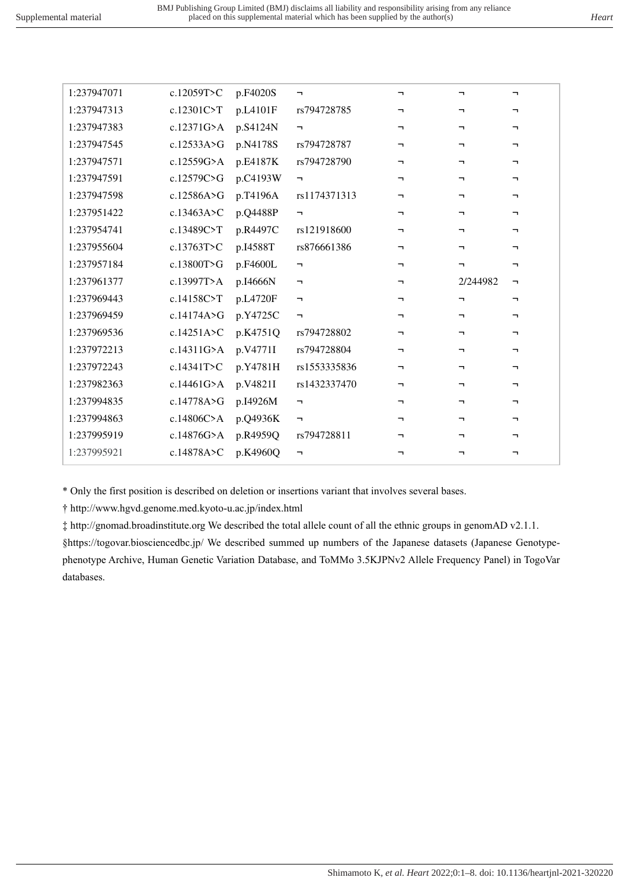| | | | | | | |
|---|---|---|---|---|---|---|
| 1:237947071 | c.12059T>C | p.F4020S | ¬ | ¬ | ¬ | ¬ |
| 1:237947313 | c.12301C>T | p.L4101F | rs794728785 | ¬ | ¬ | ¬ |
| 1:237947383 | c.12371G>A | p.S4124N | ¬ | ¬ | ¬ | ¬ |
| 1:237947545 | c.12533A>G | p.N4178S | rs794728787 | ¬ | ¬ | ¬ |
| 1:237947571 | c.12559G>A | p.E4187K | rs794728790 | ¬ | ¬ | ¬ |
| 1:237947591 | c.12579C>G | p.C4193W | ¬ | ¬ | ¬ | ¬ |
| 1:237947598 | c.12586A>G | p.T4196A | rs1174371313 | ¬ | ¬ | ¬ |
| 1:237951422 | c.13463A>C | p.Q4488P | ¬ | ¬ | ¬ | ¬ |
| 1:237954741 | c.13489C>T | p.R4497C | rs121918600 | ¬ | ¬ | ¬ |
| 1:237955604 | c.13763T>C | p.I4588T | rs876661386 | ¬ | ¬ | ¬ |
| 1:237957184 | c.13800T>G | p.F4600L | ¬ | ¬ | ¬ | ¬ |
| 1:237961377 | c.13997T>A | p.I4666N | ¬ | ¬ | 2/244982 | ¬ |
| 1:237969443 | c.14158C>T | p.L4720F | ¬ | ¬ | ¬ | ¬ |
| 1:237969459 | c.14174A>G | p.Y4725C | ¬ | ¬ | ¬ | ¬ |
| 1:237969536 | c.14251A>C | p.K4751Q | rs794728802 | ¬ | ¬ | ¬ |
| 1:237972213 | c.14311G>A | p.V4771I | rs794728804 | ¬ | ¬ | ¬ |
| 1:237972243 | c.14341T>C | p.Y4781H | rs1553335836 | ¬ | ¬ | ¬ |
| 1:237982363 | c.14461G>A | p.V4821I | rs1432337470 | ¬ | ¬ | ¬ |
| 1:237994835 | c.14778A>G | p.I4926M | ¬ | ¬ | ¬ | ¬ |
| 1:237994863 | c.14806C>A | p.Q4936K | ¬ | ¬ | ¬ | ¬ |
| 1:237995919 | c.14876G>A | p.R4959Q | rs794728811 | ¬ | ¬ | ¬ |
| 1:237995921 | c.14878A>C | p.K4960Q | ¬ | ¬ | ¬ | ¬ |

* Only the first position is described on deletion or insertions variant that involves several bases.

† http://www.hgvd.genome.med.kyoto-u.ac.jp/index.html

‡ http://gnomad.broadinstitute.org We described the total allele count of all the ethnic groups in genomAD v2.1.1.

§https://togovar.biosciencedbc.jp/ We described summed up numbers of the Japanese datasets (Japanese Genotype-phenotype Archive, Human Genetic Variation Database, and ToMMo 3.5KJPNv2 Allele Frequency Panel) in TogoVar databases.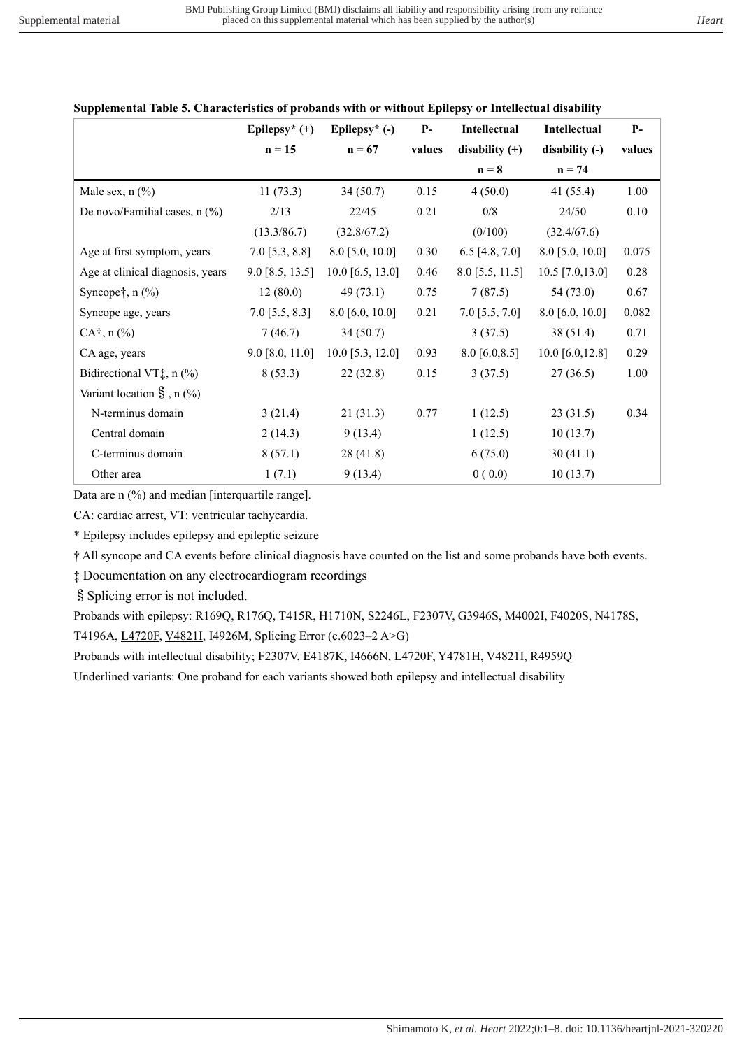**Supplemental Table 5. Characteristics of probands with or without Epilepsy or Intellectual disability**

| | Epilepsy* (+) n = 15 | Epilepsy* (-) n = 67 | P-values | Intellectual disability (+) n = 8 | Intellectual disability (-) n = 74 | P-values |
|---|---|---|---|---|---|---|
| Male sex, n (%) | 11 (73.3) | 34 (50.7) | 0.15 | 4 (50.0) | 41 (55.4) | 1.00 |
| De novo/Familial cases, n (%) | 2/13 (13.3/86.7) | 22/45 (32.8/67.2) | 0.21 | 0/8 (0/100) | 24/50 (32.4/67.6) | 0.10 |
| Age at first symptom, years | 7.0 [5.3, 8.8] | 8.0 [5.0, 10.0] | 0.30 | 6.5 [4.8, 7.0] | 8.0 [5.0, 10.0] | 0.075 |
| Age at clinical diagnosis, years | 9.0 [8.5, 13.5] | 10.0 [6.5, 13.0] | 0.46 | 8.0 [5.5, 11.5] | 10.5 [7.0,13.0] | 0.28 |
| Syncope†, n (%) | 12 (80.0) | 49 (73.1) | 0.75 | 7 (87.5) | 54 (73.0) | 0.67 |
| Syncope age, years | 7.0 [5.5, 8.3] | 8.0 [6.0, 10.0] | 0.21 | 7.0 [5.5, 7.0] | 8.0 [6.0, 10.0] | 0.082 |
| CA†, n (%) | 7 (46.7) | 34 (50.7) | | 3 (37.5) | 38 (51.4) | 0.71 |
| CA age, years | 9.0 [8.0, 11.0] | 10.0 [5.3, 12.0] | 0.93 | 8.0 [6.0,8.5] | 10.0 [6.0,12.8] | 0.29 |
| Bidirectional VT‡, n (%) | 8 (53.3) | 22 (32.8) | 0.15 | 3 (37.5) | 27 (36.5) | 1.00 |
| Variant location §, n (%) | | | | | | |
| N-terminus domain | 3 (21.4) | 21 (31.3) | 0.77 | 1 (12.5) | 23 (31.5) | 0.34 |
| Central domain | 2 (14.3) | 9 (13.4) | | 1 (12.5) | 10 (13.7) | |
| C-terminus domain | 8 (57.1) | 28 (41.8) | | 6 (75.0) | 30 (41.1) | |
| Other area | 1 (7.1) | 9 (13.4) | | 0 ( 0.0) | 10 (13.7) | |

Data are n (%) and median [interquartile range].

CA: cardiac arrest, VT: ventricular tachycardia.

\* Epilepsy includes epilepsy and epileptic seizure

† All syncope and CA events before clinical diagnosis have counted on the list and some probands have both events.

‡ Documentation on any electrocardiogram recordings

§ Splicing error is not included.

Probands with epilepsy: <u>R169Q</u>, R176Q, T415R, H1710N, S2246L, <u>F2307V</u>, G3946S, M4002I, F4020S, N4178S, T4196A, <u>L4720F</u>, <u>V4821I</u>, I4926M, Splicing Error (c.6023–2 A>G)

Probands with intellectual disability; <u>F2307V</u>, E4187K, I4666N, <u>L4720F</u>, Y4781H, V4821I, R4959Q

Underlined variants: One proband for each variants showed both epilepsy and intellectual disability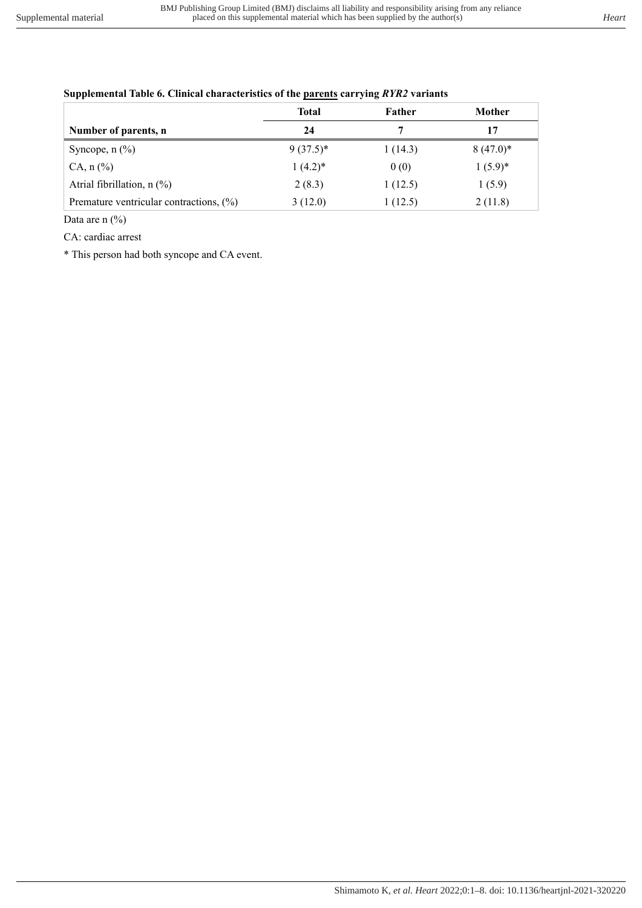**Supplemental Table 6. Clinical characteristics of the <u>parents</u> carrying *RYR2* variants**

| | **Total** | **Father** | **Mother** |
|---|---|---|---|
| **Number of parents, n** | **24** | **7** | **17** |
| Syncope, n (%) | 9 (37.5)* | 1 (14.3) | 8 (47.0)* |
| CA, n (%) | 1 (4.2)* | 0 (0) | 1 (5.9)* |
| Atrial fibrillation, n (%) | 2 (8.3) | 1 (12.5) | 1 (5.9) |
| Premature ventricular contractions, (%) | 3 (12.0) | 1 (12.5) | 2 (11.8) |

Data are n (%)

CA: cardiac arrest

* This person had both syncope and CA event.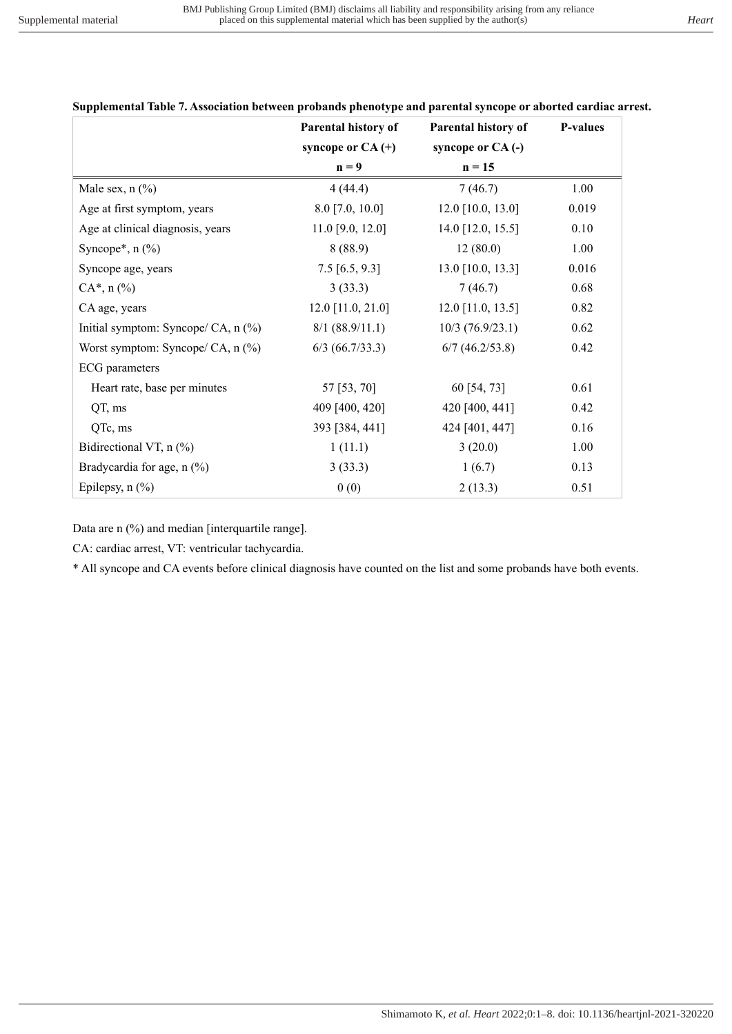**Supplemental Table 7. Association between probands phenotype and parental syncope or aborted cardiac arrest.**

| | Parental history of syncope or CA (+) n = 9 | Parental history of syncope or CA (-) n = 15 | P-values |
|---|---|---|---|
| Male sex, n (%) | 4 (44.4) | 7 (46.7) | 1.00 |
| Age at first symptom, years | 8.0 [7.0, 10.0] | 12.0 [10.0, 13.0] | 0.019 |
| Age at clinical diagnosis, years | 11.0 [9.0, 12.0] | 14.0 [12.0, 15.5] | 0.10 |
| Syncope*, n (%) | 8 (88.9) | 12 (80.0) | 1.00 |
| Syncope age, years | 7.5 [6.5, 9.3] | 13.0 [10.0, 13.3] | 0.016 |
| CA*, n (%) | 3 (33.3) | 7 (46.7) | 0.68 |
| CA age, years | 12.0 [11.0, 21.0] | 12.0 [11.0, 13.5] | 0.82 |
| Initial symptom: Syncope/ CA, n (%) | 8/1 (88.9/11.1) | 10/3 (76.9/23.1) | 0.62 |
| Worst symptom: Syncope/ CA, n (%) | 6/3 (66.7/33.3) | 6/7 (46.2/53.8) | 0.42 |
| ECG parameters | | | |
| Heart rate, base per minutes | 57 [53, 70] | 60 [54, 73] | 0.61 |
| QT, ms | 409 [400, 420] | 420 [400, 441] | 0.42 |
| QTc, ms | 393 [384, 441] | 424 [401, 447] | 0.16 |
| Bidirectional VT, n (%) | 1 (11.1) | 3 (20.0) | 1.00 |
| Bradycardia for age, n (%) | 3 (33.3) | 1 (6.7) | 0.13 |
| Epilepsy, n (%) | 0 (0) | 2 (13.3) | 0.51 |

Data are n (%) and median [interquartile range].

CA: cardiac arrest, VT: ventricular tachycardia.

* All syncope and CA events before clinical diagnosis have counted on the list and some probands have both events.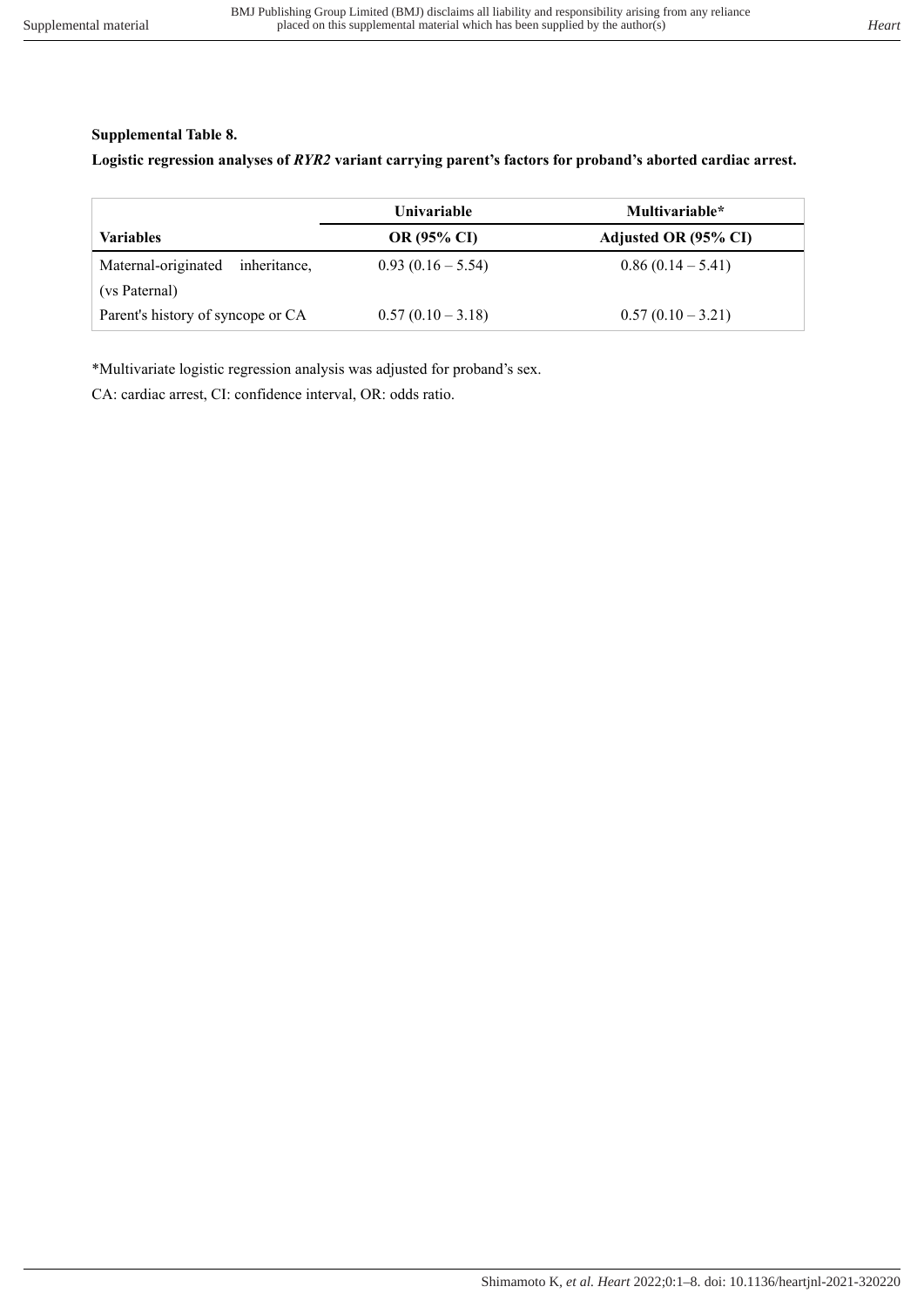**Supplemental Table 8.**

**Logistic regression analyses of *RYR2* variant carrying parent's factors for proband's aborted cardiac arrest.**

| | Univariable | Multivariable* |
|---|---|---|
| **Variables** | **OR (95% CI)** | **Adjusted OR (95% CI)** |
| Maternal-originated inheritance, (vs Paternal) | 0.93 (0.16 – 5.54) | 0.86 (0.14 – 5.41) |
| Parent's history of syncope or CA | 0.57 (0.10 – 3.18) | 0.57 (0.10 – 3.21) |

*Multivariate logistic regression analysis was adjusted for proband's sex.

CA: cardiac arrest, CI: confidence interval, OR: odds ratio.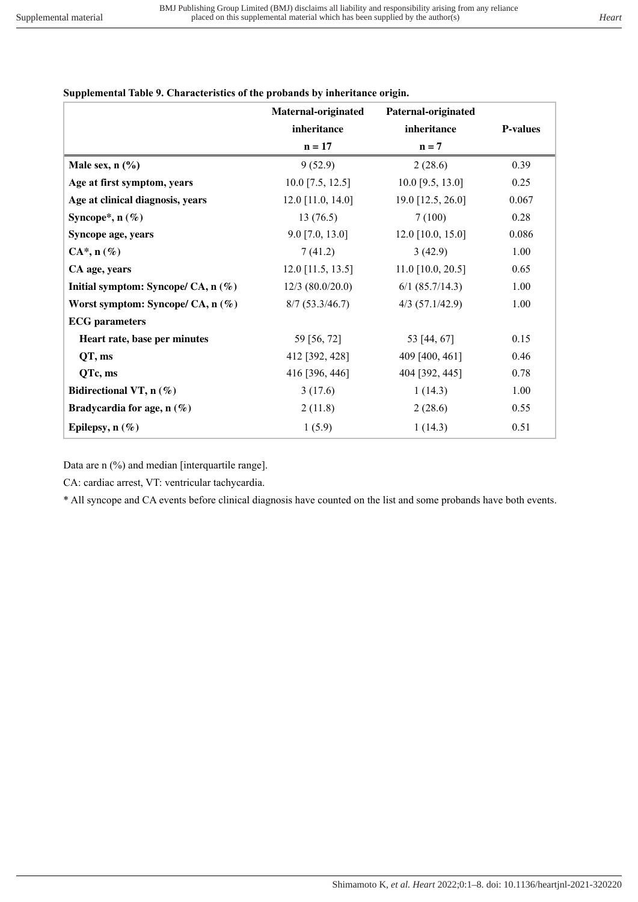**Supplemental Table 9. Characteristics of the probands by inheritance origin.**

| | Maternal-originated inheritance n = 17 | Paternal-originated inheritance n = 7 | P-values |
|---|---|---|---|
| **Male sex, n (%)** | 9 (52.9) | 2 (28.6) | 0.39 |
| **Age at first symptom, years** | 10.0 [7.5, 12.5] | 10.0 [9.5, 13.0] | 0.25 |
| **Age at clinical diagnosis, years** | 12.0 [11.0, 14.0] | 19.0 [12.5, 26.0] | 0.067 |
| **Syncope\*, n (%)** | 13 (76.5) | 7 (100) | 0.28 |
| **Syncope age, years** | 9.0 [7.0, 13.0] | 12.0 [10.0, 15.0] | 0.086 |
| **CA\*, n (%)** | 7 (41.2) | 3 (42.9) | 1.00 |
| **CA age, years** | 12.0 [11.5, 13.5] | 11.0 [10.0, 20.5] | 0.65 |
| **Initial symptom: Syncope/ CA, n (%)** | 12/3 (80.0/20.0) | 6/1 (85.7/14.3) | 1.00 |
| **Worst symptom: Syncope/ CA, n (%)** | 8/7 (53.3/46.7) | 4/3 (57.1/42.9) | 1.00 |
| **ECG parameters** | | | |
| **Heart rate, base per minutes** | 59 [56, 72] | 53 [44, 67] | 0.15 |
| **QT, ms** | 412 [392, 428] | 409 [400, 461] | 0.46 |
| **QTc, ms** | 416 [396, 446] | 404 [392, 445] | 0.78 |
| **Bidirectional VT, n (%)** | 3 (17.6) | 1 (14.3) | 1.00 |
| **Bradycardia for age, n (%)** | 2 (11.8) | 2 (28.6) | 0.55 |
| **Epilepsy, n (%)** | 1 (5.9) | 1 (14.3) | 0.51 |

Data are n (%) and median [interquartile range].

CA: cardiac arrest, VT: ventricular tachycardia.

\* All syncope and CA events before clinical diagnosis have counted on the list and some probands have both events.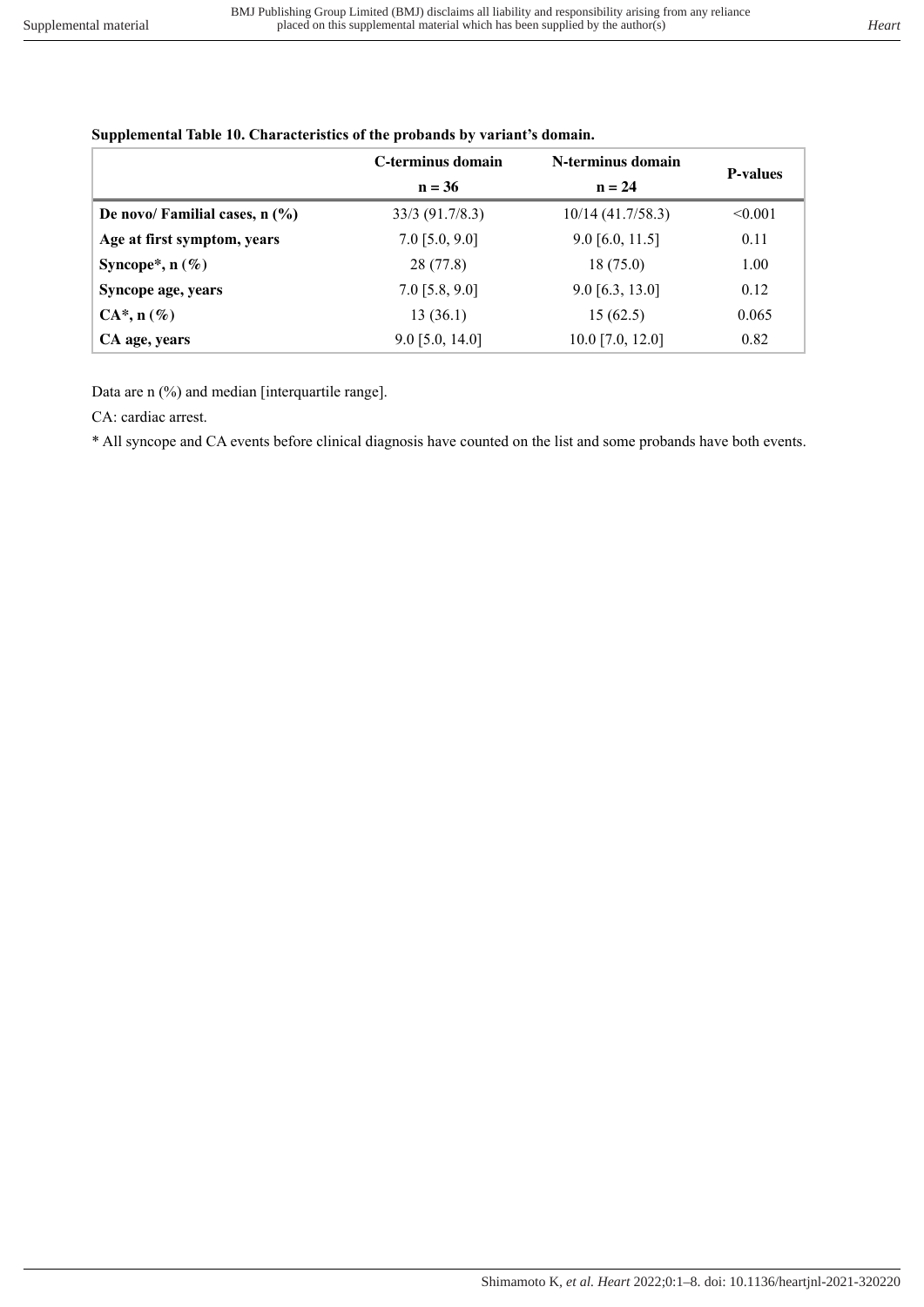**Supplemental Table 10. Characteristics of the probands by variant's domain.**

| | C-terminus domain<br>n = 36 | N-terminus domain<br>n = 24 | P-values |
|---|---|---|---|
| **De novo/ Familial cases, n (%)** | 33/3 (91.7/8.3) | 10/14 (41.7/58.3) | <0.001 |
| **Age at first symptom, years** | 7.0 [5.0, 9.0] | 9.0 [6.0, 11.5] | 0.11 |
| **Syncope*, n (%)** | 28 (77.8) | 18 (75.0) | 1.00 |
| **Syncope age, years** | 7.0 [5.8, 9.0] | 9.0 [6.3, 13.0] | 0.12 |
| **CA*, n (%)** | 13 (36.1) | 15 (62.5) | 0.065 |
| **CA age, years** | 9.0 [5.0, 14.0] | 10.0 [7.0, 12.0] | 0.82 |

Data are n (%) and median [interquartile range].

CA: cardiac arrest.

* All syncope and CA events before clinical diagnosis have counted on the list and some probands have both events.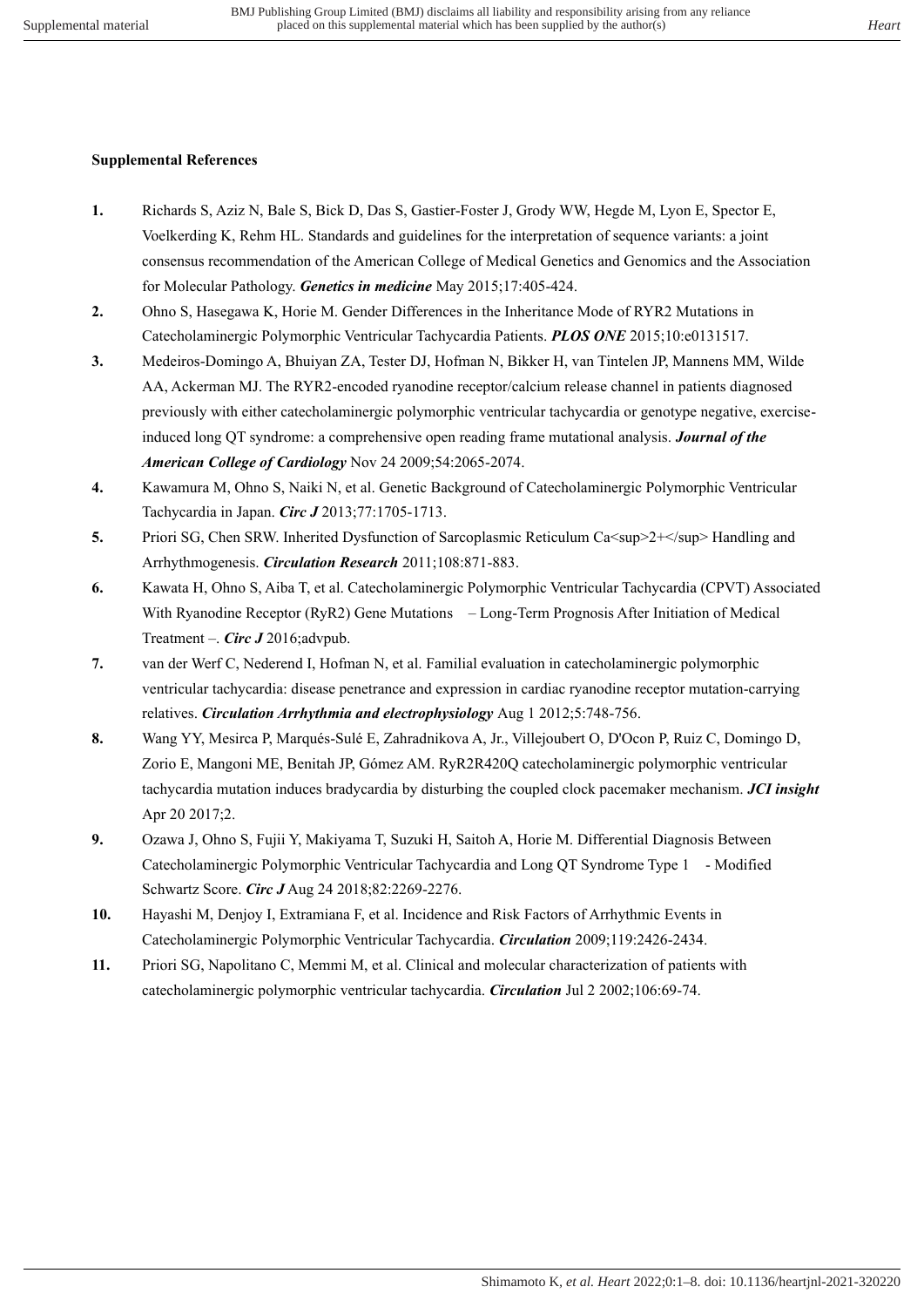**Supplemental References**

1. Richards S, Aziz N, Bale S, Bick D, Das S, Gastier-Foster J, Grody WW, Hegde M, Lyon E, Spector E, Voelkerding K, Rehm HL. Standards and guidelines for the interpretation of sequence variants: a joint consensus recommendation of the American College of Medical Genetics and Genomics and the Association for Molecular Pathology. ***Genetics in medicine*** May 2015;17:405-424.
2. Ohno S, Hasegawa K, Horie M. Gender Differences in the Inheritance Mode of RYR2 Mutations in Catecholaminergic Polymorphic Ventricular Tachycardia Patients. ***PLOS ONE*** 2015;10:e0131517.
3. Medeiros-Domingo A, Bhuiyan ZA, Tester DJ, Hofman N, Bikker H, van Tintelen JP, Mannens MM, Wilde AA, Ackerman MJ. The RYR2-encoded ryanodine receptor/calcium release channel in patients diagnosed previously with either catecholaminergic polymorphic ventricular tachycardia or genotype negative, exercise-induced long QT syndrome: a comprehensive open reading frame mutational analysis. ***Journal of the American College of Cardiology*** Nov 24 2009;54:2065-2074.
4. Kawamura M, Ohno S, Naiki N, et al. Genetic Background of Catecholaminergic Polymorphic Ventricular Tachycardia in Japan. ***Circ J*** 2013;77:1705-1713.
5. Priori SG, Chen SRW. Inherited Dysfunction of Sarcoplasmic Reticulum Ca<sup>2+</sup> Handling and Arrhythmogenesis. ***Circulation Research*** 2011;108:871-883.
6. Kawata H, Ohno S, Aiba T, et al. Catecholaminergic Polymorphic Ventricular Tachycardia (CPVT) Associated With Ryanodine Receptor (RyR2) Gene Mutations – Long-Term Prognosis After Initiation of Medical Treatment –. ***Circ J*** 2016;advpub.
7. van der Werf C, Nederend I, Hofman N, et al. Familial evaluation in catecholaminergic polymorphic ventricular tachycardia: disease penetrance and expression in cardiac ryanodine receptor mutation-carrying relatives. ***Circulation Arrhythmia and electrophysiology*** Aug 1 2012;5:748-756.
8. Wang YY, Mesirca P, Marqués-Sulé E, Zahradnikova A, Jr., Villejoubert O, D'Ocon P, Ruiz C, Domingo D, Zorio E, Mangoni ME, Benitah JP, Gómez AM. RyR2R420Q catecholaminergic polymorphic ventricular tachycardia mutation induces bradycardia by disturbing the coupled clock pacemaker mechanism. ***JCI insight*** Apr 20 2017;2.
9. Ozawa J, Ohno S, Fujii Y, Makiyama T, Suzuki H, Saitoh A, Horie M. Differential Diagnosis Between Catecholaminergic Polymorphic Ventricular Tachycardia and Long QT Syndrome Type 1 - Modified Schwartz Score. ***Circ J*** Aug 24 2018;82:2269-2276.
10. Hayashi M, Denjoy I, Extramiana F, et al. Incidence and Risk Factors of Arrhythmic Events in Catecholaminergic Polymorphic Ventricular Tachycardia. ***Circulation*** 2009;119:2426-2434.
11. Priori SG, Napolitano C, Memmi M, et al. Clinical and molecular characterization of patients with catecholaminergic polymorphic ventricular tachycardia. ***Circulation*** Jul 2 2002;106:69-74.